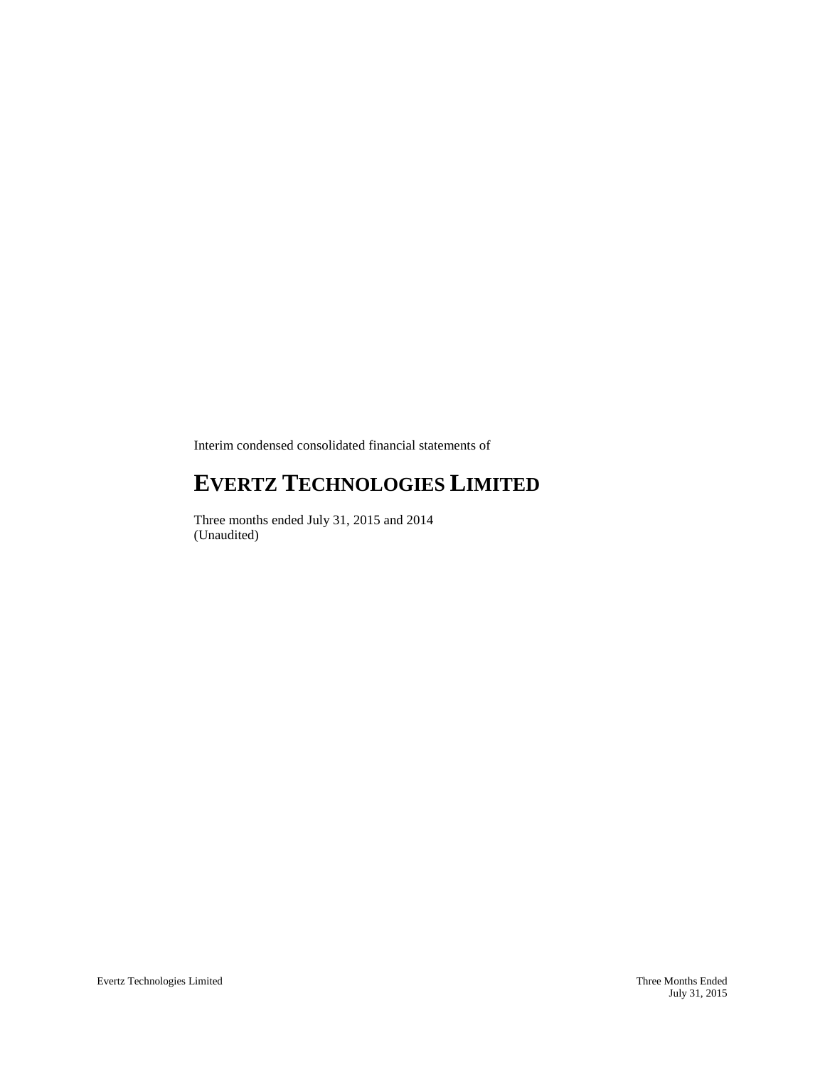Interim condensed consolidated financial statements of

# EVERTZ TECHNOLOGIES LIMITED

Three months ended July 31, 2015 and 2014
(Unaudited)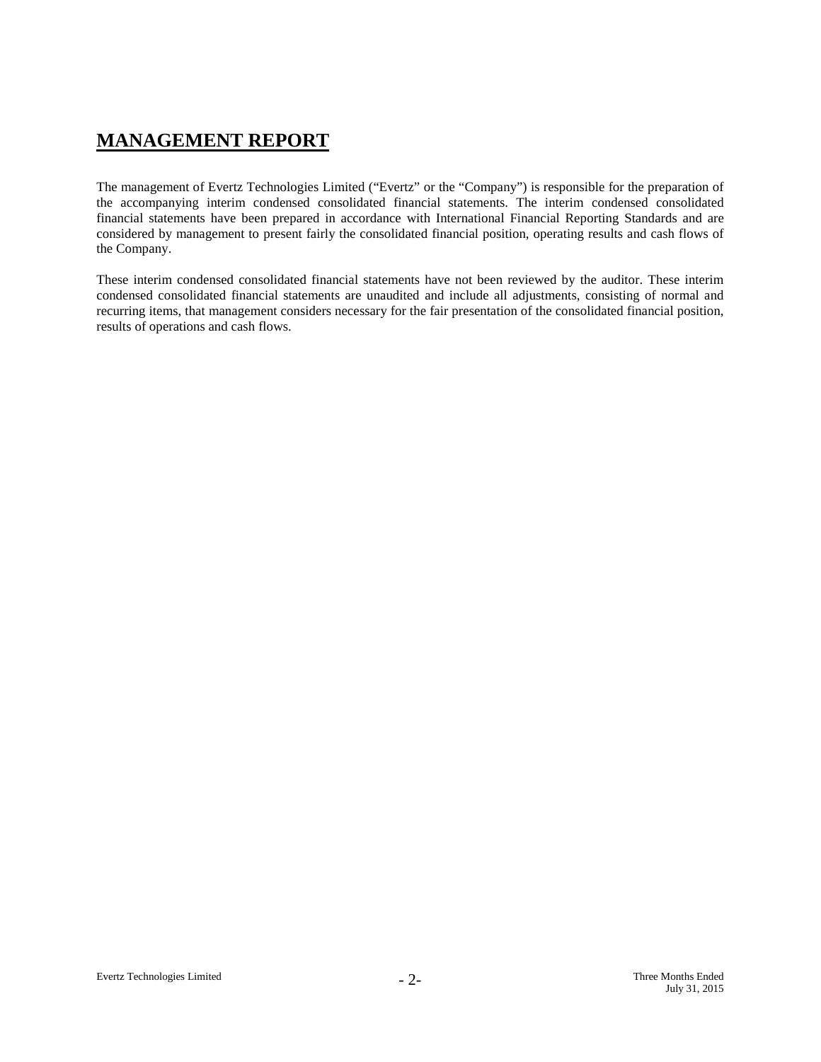# MANAGEMENT REPORT

The management of Evertz Technologies Limited ("Evertz" or the "Company") is responsible for the preparation of the accompanying interim condensed consolidated financial statements. The interim condensed consolidated financial statements have been prepared in accordance with International Financial Reporting Standards and are considered by management to present fairly the consolidated financial position, operating results and cash flows of the Company.

These interim condensed consolidated financial statements have not been reviewed by the auditor. These interim condensed consolidated financial statements are unaudited and include all adjustments, consisting of normal and recurring items, that management considers necessary for the fair presentation of the consolidated financial position, results of operations and cash flows.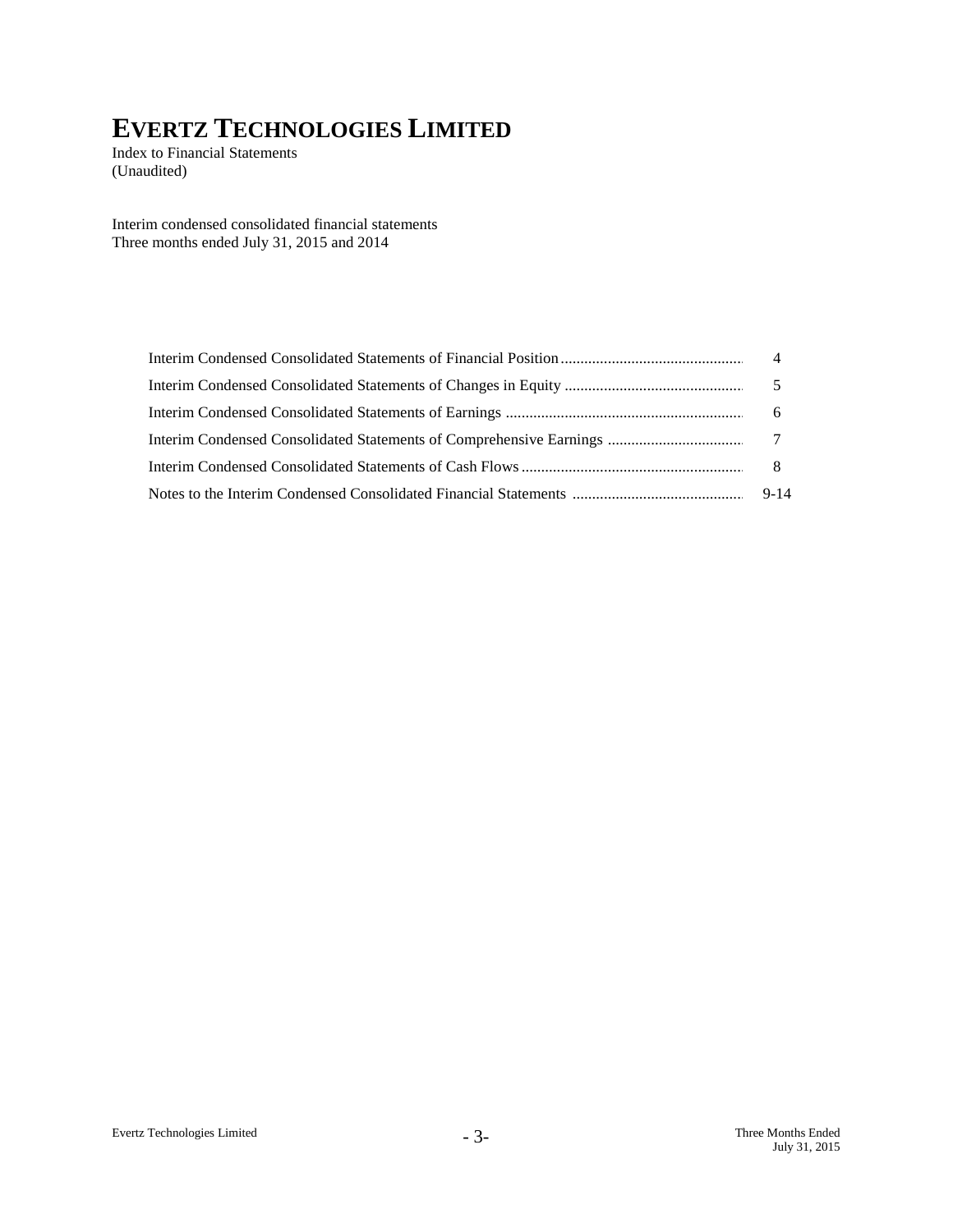# EVERTZ TECHNOLOGIES LIMITED

Index to Financial Statements
(Unaudited)

Interim condensed consolidated financial statements
Three months ended July 31, 2015 and 2014

| | |
|---|---|
| Interim Condensed Consolidated Statements of Financial Position | 4 |
| Interim Condensed Consolidated Statements of Changes in Equity | 5 |
| Interim Condensed Consolidated Statements of Earnings | 6 |
| Interim Condensed Consolidated Statements of Comprehensive Earnings | 7 |
| Interim Condensed Consolidated Statements of Cash Flows | 8 |
| Notes to the Interim Condensed Consolidated Financial Statements | 9-14 |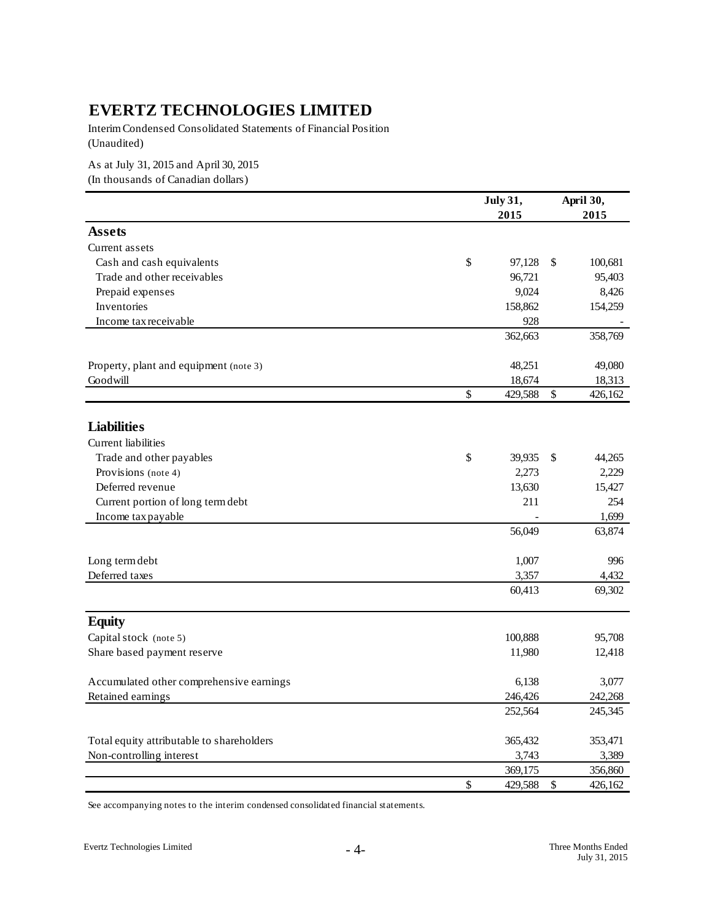# EVERTZ TECHNOLOGIES LIMITED

Interim Condensed Consolidated Statements of Financial Position
(Unaudited)

As at July 31, 2015 and April 30, 2015
(In thousands of Canadian dollars)

| | July 31, 2015 | April 30, 2015 |
|---|---|---|
| **Assets** | | |
| Current assets | | |
| Cash and cash equivalents | $ 97,128 | $ 100,681 |
| Trade and other receivables | 96,721 | 95,403 |
| Prepaid expenses | 9,024 | 8,426 |
| Inventories | 158,862 | 154,259 |
| Income tax receivable | 928 | - |
| | 362,663 | 358,769 |
| Property, plant and equipment (note 3) | 48,251 | 49,080 |
| Goodwill | 18,674 | 18,313 |
| | $ 429,588 | $ 426,162 |
| **Liabilities** | | |
| Current liabilities | | |
| Trade and other payables | $ 39,935 | $ 44,265 |
| Provisions (note 4) | 2,273 | 2,229 |
| Deferred revenue | 13,630 | 15,427 |
| Current portion of long term debt | 211 | 254 |
| Income tax payable | - | 1,699 |
| | 56,049 | 63,874 |
| Long term debt | 1,007 | 996 |
| Deferred taxes | 3,357 | 4,432 |
| | 60,413 | 69,302 |
| **Equity** | | |
| Capital stock (note 5) | 100,888 | 95,708 |
| Share based payment reserve | 11,980 | 12,418 |
| Accumulated other comprehensive earnings | 6,138 | 3,077 |
| Retained earnings | 246,426 | 242,268 |
| | 252,564 | 245,345 |
| Total equity attributable to shareholders | 365,432 | 353,471 |
| Non-controlling interest | 3,743 | 3,389 |
| | 369,175 | 356,860 |
| | $ 429,588 | $ 426,162 |

See accompanying notes to the interim condensed consolidated financial statements.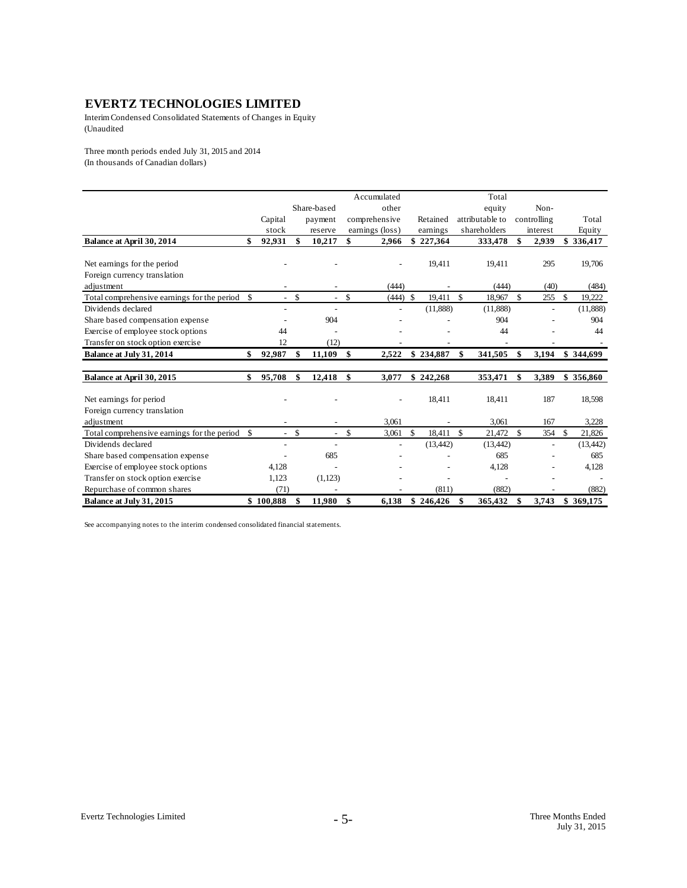# EVERTZ TECHNOLOGIES LIMITED

Interim Condensed Consolidated Statements of Changes in Equity
(Unaudited

Three month periods ended July 31, 2015 and 2014
(In thousands of Canadian dollars)

| | Capital stock | Share-based payment reserve | Accumulated other comprehensive earnings (loss) | Retained earnings | Total equity attributable to shareholders | Non-controlling interest | Total Equity |
|---|---|---|---|---|---|---|---|
| **Balance at April 30, 2014** | **$ 92,931** | **$ 10,217** | **$ 2,966** | **$ 227,364** | **333,478** | **$ 2,939** | **$ 336,417** |
| Net earnings for the period | - | - | - | 19,411 | 19,411 | 295 | 19,706 |
| Foreign currency translation adjustment | - | - | (444) | - | (444) | (40) | (484) |
| Total comprehensive earnings for the period | $ - | $ - | $ (444) | $ 19,411 | $ 18,967 | $ 255 | $ 19,222 |
| Dividends declared | - | - | - | (11,888) | (11,888) | - | (11,888) |
| Share based compensation expense | - | 904 | - | - | 904 | - | 904 |
| Exercise of employee stock options | 44 | - | - | - | 44 | - | 44 |
| Transfer on stock option exercise | 12 | (12) | - | - | - | - | - |
| **Balance at July 31, 2014** | **$ 92,987** | **$ 11,109** | **$ 2,522** | **$ 234,887** | **$ 341,505** | **$ 3,194** | **$ 344,699** |
| **Balance at April 30, 2015** | **$ 95,708** | **$ 12,418** | **$ 3,077** | **$ 242,268** | **353,471** | **$ 3,389** | **$ 356,860** |
| Net earnings for period | - | - | - | 18,411 | 18,411 | 187 | 18,598 |
| Foreign currency translation adjustment | - | - | 3,061 | - | 3,061 | 167 | 3,228 |
| Total comprehensive earnings for the period | $ - | $ - | $ 3,061 | $ 18,411 | $ 21,472 | $ 354 | $ 21,826 |
| Dividends declared | - | - | - | (13,442) | (13,442) | - | (13,442) |
| Share based compensation expense | - | 685 | - | - | 685 | - | 685 |
| Exercise of employee stock options | 4,128 | - | - | - | 4,128 | - | 4,128 |
| Transfer on stock option exercise | 1,123 | (1,123) | - | - | - | - | - |
| Repurchase of common shares | (71) | - | - | (811) | (882) | - | (882) |
| **Balance at July 31, 2015** | **$ 100,888** | **$ 11,980** | **$ 6,138** | **$ 246,426** | **$ 365,432** | **$ 3,743** | **$ 369,175** |

See accompanying notes to the interim condensed consolidated financial statements.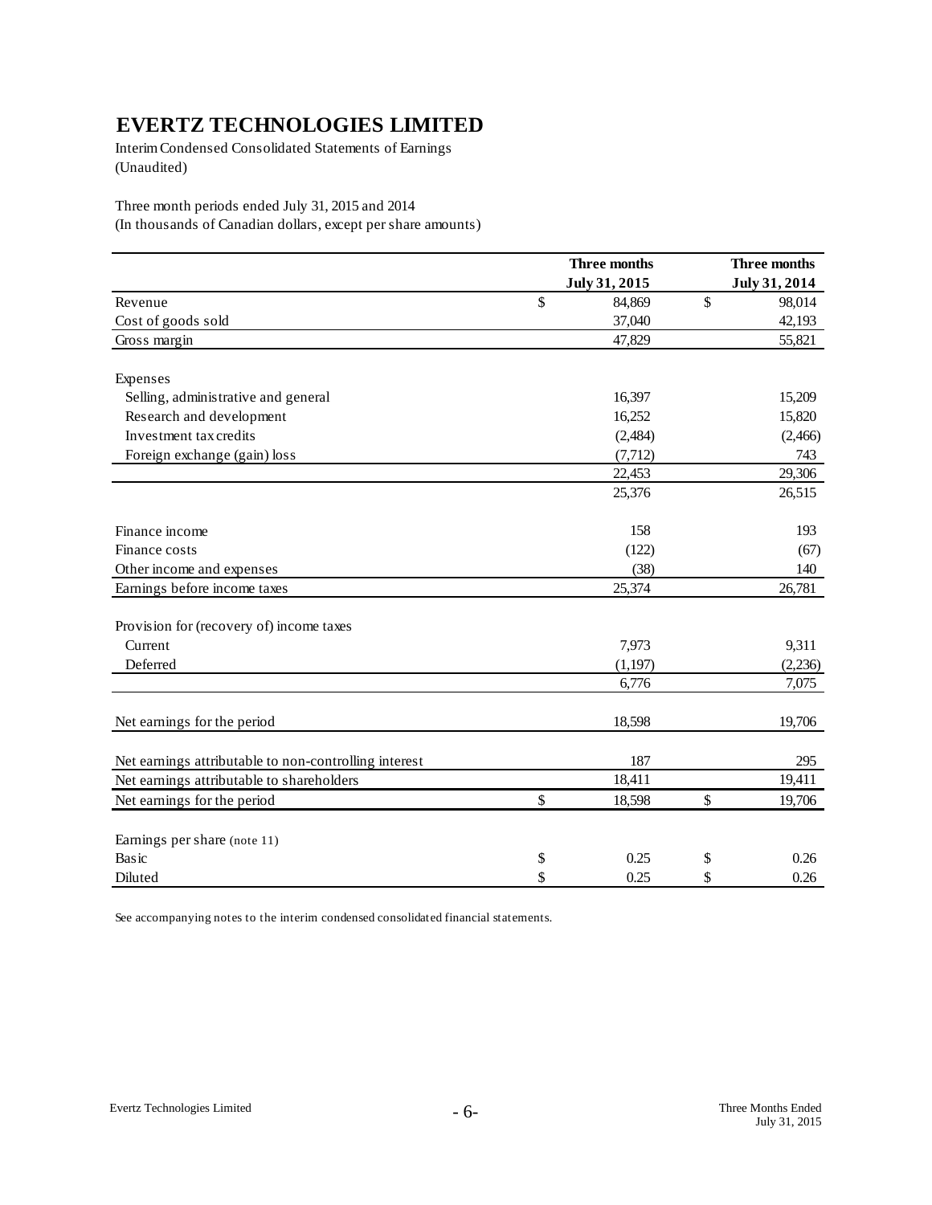# EVERTZ TECHNOLOGIES LIMITED

Interim Condensed Consolidated Statements of Earnings
(Unaudited)

Three month periods ended July 31, 2015 and 2014
(In thousands of Canadian dollars, except per share amounts)

| | Three months July 31, 2015 | Three months July 31, 2014 |
|---|---|---|
| Revenue | $ 84,869 | $ 98,014 |
| Cost of goods sold | 37,040 | 42,193 |
| Gross margin | 47,829 | 55,821 |
| | | |
| Expenses | | |
| Selling, administrative and general | 16,397 | 15,209 |
| Research and development | 16,252 | 15,820 |
| Investment tax credits | (2,484) | (2,466) |
| Foreign exchange (gain) loss | (7,712) | 743 |
| | 22,453 | 29,306 |
| | 25,376 | 26,515 |
| | | |
| Finance income | 158 | 193 |
| Finance costs | (122) | (67) |
| Other income and expenses | (38) | 140 |
| Earnings before income taxes | 25,374 | 26,781 |
| | | |
| Provision for (recovery of) income taxes | | |
| Current | 7,973 | 9,311 |
| Deferred | (1,197) | (2,236) |
| | 6,776 | 7,075 |
| | | |
| Net earnings for the period | 18,598 | 19,706 |
| | | |
| Net earnings attributable to non-controlling interest | 187 | 295 |
| Net earnings attributable to shareholders | 18,411 | 19,411 |
| Net earnings for the period | $ 18,598 | $ 19,706 |
| | | |
| Earnings per share (note 11) | | |
| Basic | $ 0.25 | $ 0.26 |
| Diluted | $ 0.25 | $ 0.26 |

See accompanying notes to the interim condensed consolidated financial statements.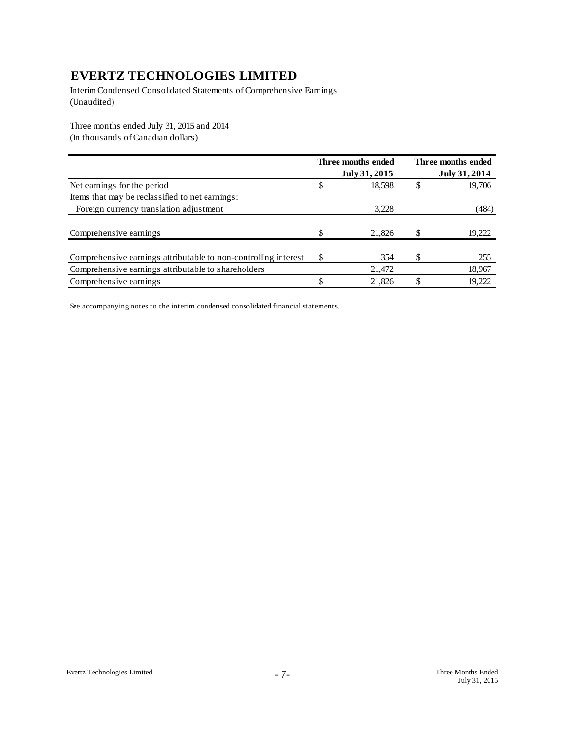# EVERTZ TECHNOLOGIES LIMITED

Interim Condensed Consolidated Statements of Comprehensive Earnings
(Unaudited)

Three months ended July 31, 2015 and 2014
(In thousands of Canadian dollars)

| | Three months ended July 31, 2015 | Three months ended July 31, 2014 |
|---|---|---|
| Net earnings for the period | $ 18,598 | $ 19,706 |
| Items that may be reclassified to net earnings: | | |
| Foreign currency translation adjustment | 3,228 | (484) |
| Comprehensive earnings | $ 21,826 | $ 19,222 |
| Comprehensive earnings attributable to non-controlling interest | $ 354 | $ 255 |
| Comprehensive earnings attributable to shareholders | 21,472 | 18,967 |
| Comprehensive earnings | $ 21,826 | $ 19,222 |

See accompanying notes to the interim condensed consolidated financial statements.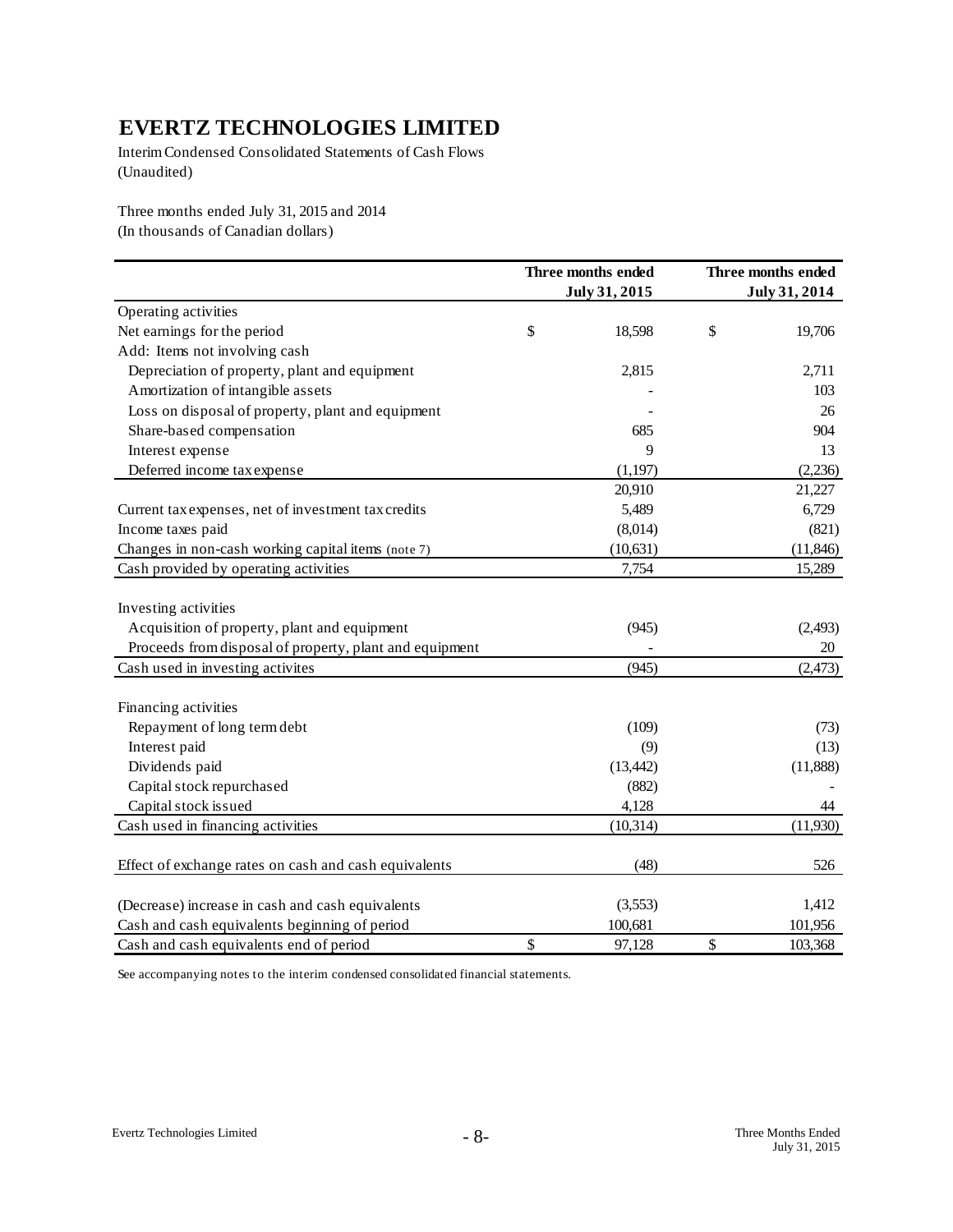# EVERTZ TECHNOLOGIES LIMITED

Interim Condensed Consolidated Statements of Cash Flows
(Unaudited)

Three months ended July 31, 2015 and 2014
(In thousands of Canadian dollars)

| | Three months ended July 31, 2015 | Three months ended July 31, 2014 |
|---|---|---|
| Operating activities | | |
| Net earnings for the period | $ 18,598 | $ 19,706 |
| Add: Items not involving cash | | |
| Depreciation of property, plant and equipment | 2,815 | 2,711 |
| Amortization of intangible assets | - | 103 |
| Loss on disposal of property, plant and equipment | - | 26 |
| Share-based compensation | 685 | 904 |
| Interest expense | 9 | 13 |
| Deferred income tax expense | (1,197) | (2,236) |
| | 20,910 | 21,227 |
| Current tax expenses, net of investment tax credits | 5,489 | 6,729 |
| Income taxes paid | (8,014) | (821) |
| Changes in non-cash working capital items (note 7) | (10,631) | (11,846) |
| Cash provided by operating activities | 7,754 | 15,289 |
| | | |
| Investing activities | | |
| Acquisition of property, plant and equipment | (945) | (2,493) |
| Proceeds from disposal of property, plant and equipment | - | 20 |
| Cash used in investing activites | (945) | (2,473) |
| | | |
| Financing activities | | |
| Repayment of long term debt | (109) | (73) |
| Interest paid | (9) | (13) |
| Dividends paid | (13,442) | (11,888) |
| Capital stock repurchased | (882) | - |
| Capital stock issued | 4,128 | 44 |
| Cash used in financing activities | (10,314) | (11,930) |
| | | |
| Effect of exchange rates on cash and cash equivalents | (48) | 526 |
| | | |
| (Decrease) increase in cash and cash equivalents | (3,553) | 1,412 |
| Cash and cash equivalents beginning of period | 100,681 | 101,956 |
| Cash and cash equivalents end of period | $ 97,128 | $ 103,368 |

See accompanying notes to the interim condensed consolidated financial statements.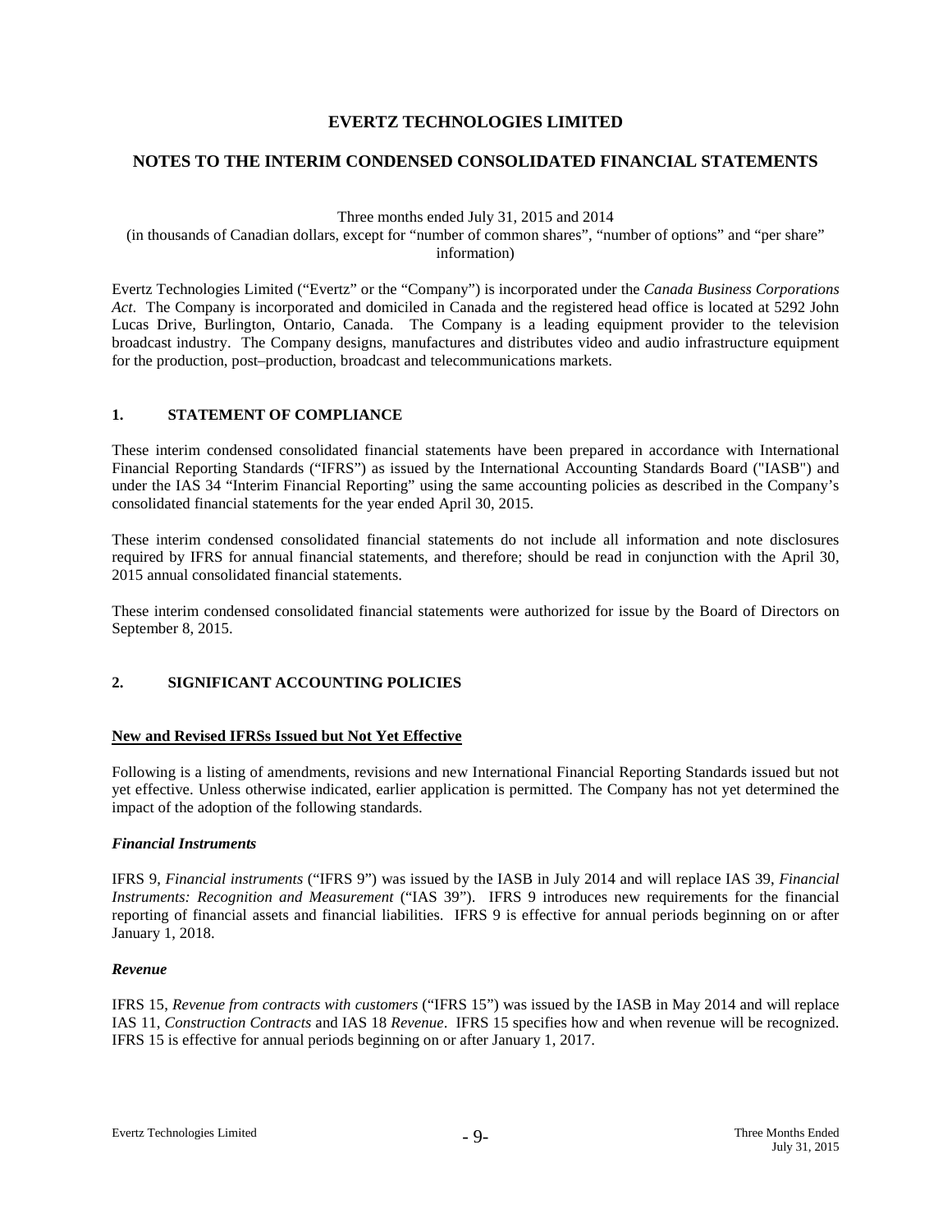# EVERTZ TECHNOLOGIES LIMITED

## NOTES TO THE INTERIM CONDENSED CONSOLIDATED FINANCIAL STATEMENTS

Three months ended July 31, 2015 and 2014
(in thousands of Canadian dollars, except for "number of common shares", "number of options" and "per share" information)

Evertz Technologies Limited ("Evertz" or the "Company") is incorporated under the *Canada Business Corporations Act*. The Company is incorporated and domiciled in Canada and the registered head office is located at 5292 John Lucas Drive, Burlington, Ontario, Canada. The Company is a leading equipment provider to the television broadcast industry. The Company designs, manufactures and distributes video and audio infrastructure equipment for the production, post–production, broadcast and telecommunications markets.

### 1. STATEMENT OF COMPLIANCE

These interim condensed consolidated financial statements have been prepared in accordance with International Financial Reporting Standards ("IFRS") as issued by the International Accounting Standards Board ("IASB") and under the IAS 34 "Interim Financial Reporting" using the same accounting policies as described in the Company's consolidated financial statements for the year ended April 30, 2015.

These interim condensed consolidated financial statements do not include all information and note disclosures required by IFRS for annual financial statements, and therefore; should be read in conjunction with the April 30, 2015 annual consolidated financial statements.

These interim condensed consolidated financial statements were authorized for issue by the Board of Directors on September 8, 2015.

### 2. SIGNIFICANT ACCOUNTING POLICIES

**New and Revised IFRSs Issued but Not Yet Effective**

Following is a listing of amendments, revisions and new International Financial Reporting Standards issued but not yet effective. Unless otherwise indicated, earlier application is permitted. The Company has not yet determined the impact of the adoption of the following standards.

***Financial Instruments***

IFRS 9, *Financial instruments* ("IFRS 9") was issued by the IASB in July 2014 and will replace IAS 39, *Financial Instruments: Recognition and Measurement* ("IAS 39"). IFRS 9 introduces new requirements for the financial reporting of financial assets and financial liabilities. IFRS 9 is effective for annual periods beginning on or after January 1, 2018.

***Revenue***

IFRS 15, *Revenue from contracts with customers* ("IFRS 15") was issued by the IASB in May 2014 and will replace IAS 11, *Construction Contracts* and IAS 18 *Revenue*. IFRS 15 specifies how and when revenue will be recognized. IFRS 15 is effective for annual periods beginning on or after January 1, 2017.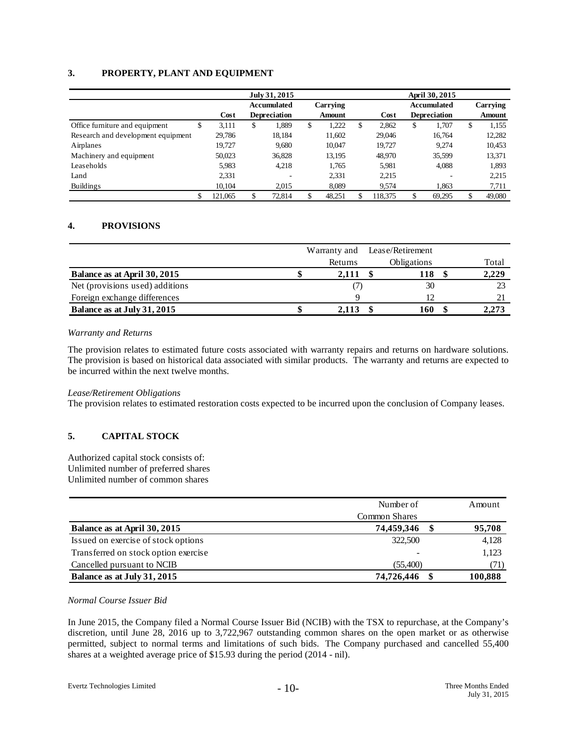### 3. PROPERTY, PLANT AND EQUIPMENT

| | July 31, 2015 | | | April 30, 2015 | | |
|---|---|---|---|---|---|---|
| | Cost | Accumulated Depreciation | Carrying Amount | Cost | Accumulated Depreciation | Carrying Amount |
| Office furniture and equipment | $ 3,111 | $ 1,889 | $ 1,222 | $ 2,862 | $ 1,707 | $ 1,155 |
| Research and development equipment | 29,786 | 18,184 | 11,602 | 29,046 | 16,764 | 12,282 |
| Airplanes | 19,727 | 9,680 | 10,047 | 19,727 | 9,274 | 10,453 |
| Machinery and equipment | 50,023 | 36,828 | 13,195 | 48,970 | 35,599 | 13,371 |
| Leaseholds | 5,983 | 4,218 | 1,765 | 5,981 | 4,088 | 1,893 |
| Land | 2,331 | - | 2,331 | 2,215 | - | 2,215 |
| Buildings | 10,104 | 2,015 | 8,089 | 9,574 | 1,863 | 7,711 |
| | $ 121,065 | $ 72,814 | $ 48,251 | $ 118,375 | $ 69,295 | $ 49,080 |

### 4. PROVISIONS

| | Warranty and Returns | Lease/Retirement Obligations | Total |
|---|---|---|---|
| **Balance as at April 30, 2015** | **$ 2,111** | **$ 118** | **$ 2,229** |
| Net (provisions used) additions | (7) | 30 | 23 |
| Foreign exchange differences | 9 | 12 | 21 |
| **Balance as at July 31, 2015** | **$ 2,113** | **$ 160** | **$ 2,273** |

*Warranty and Returns*

The provision relates to estimated future costs associated with warranty repairs and returns on hardware solutions. The provision is based on historical data associated with similar products. The warranty and returns are expected to be incurred within the next twelve months.

*Lease/Retirement Obligations*

The provision relates to estimated restoration costs expected to be incurred upon the conclusion of Company leases.

### 5. CAPITAL STOCK

Authorized capital stock consists of:
Unlimited number of preferred shares
Unlimited number of common shares

| | Number of Common Shares | Amount |
|---|---|---|
| **Balance as at April 30, 2015** | **74,459,346** | **$ 95,708** |
| Issued on exercise of stock options | 322,500 | 4,128 |
| Transferred on stock option exercise | - | 1,123 |
| Cancelled pursuant to NCIB | (55,400) | (71) |
| **Balance as at July 31, 2015** | **74,726,446** | **$ 100,888** |

*Normal Course Issuer Bid*

In June 2015, the Company filed a Normal Course Issuer Bid (NCIB) with the TSX to repurchase, at the Company's discretion, until June 28, 2016 up to 3,722,967 outstanding common shares on the open market or as otherwise permitted, subject to normal terms and limitations of such bids. The Company purchased and cancelled 55,400 shares at a weighted average price of $15.93 during the period (2014 - nil).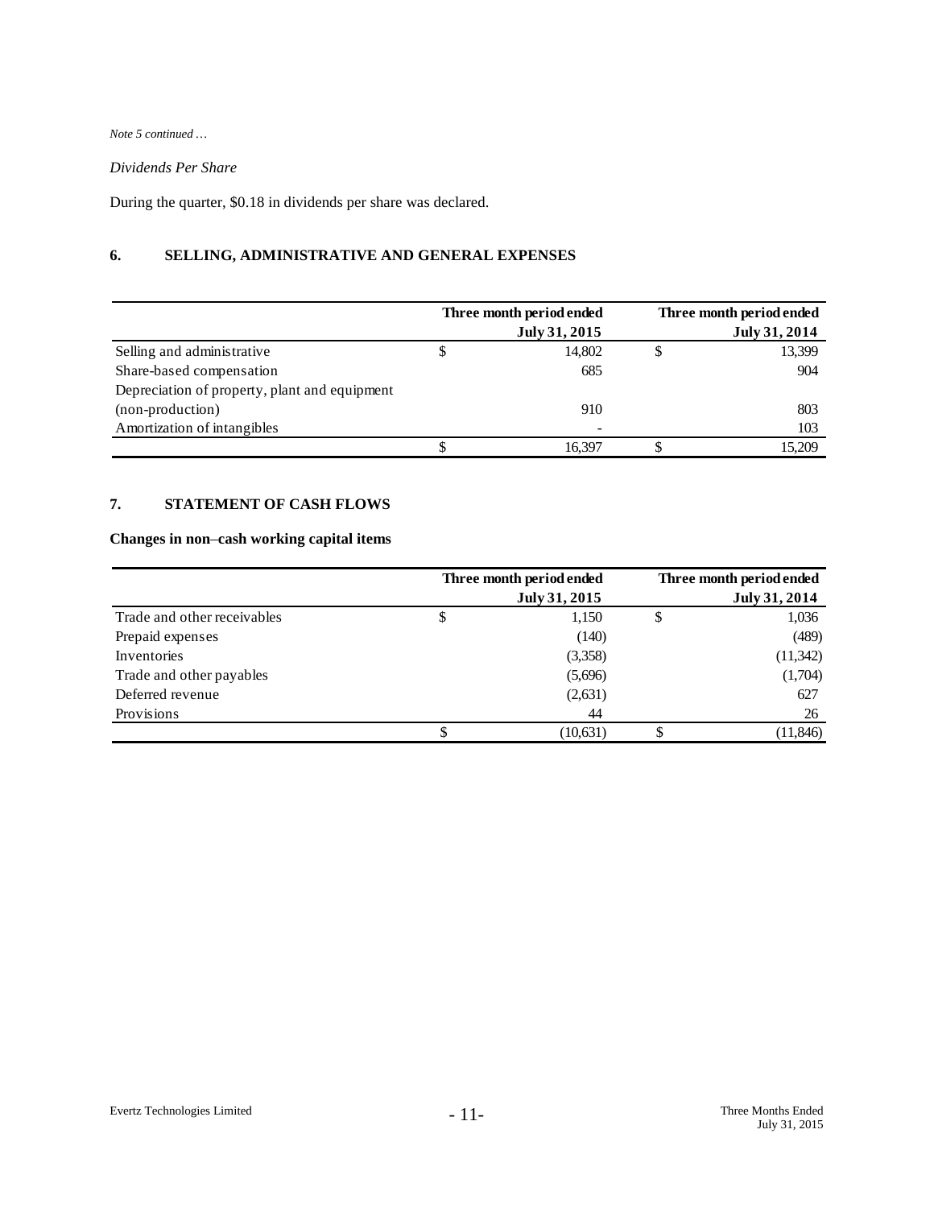*Note 5 continued …*

*Dividends Per Share*

During the quarter, $0.18 in dividends per share was declared.

## 6. SELLING, ADMINISTRATIVE AND GENERAL EXPENSES

| | Three month period ended July 31, 2015 | Three month period ended July 31, 2014 |
|---|---|---|
| Selling and administrative | $ 14,802 | $ 13,399 |
| Share-based compensation | 685 | 904 |
| Depreciation of property, plant and equipment (non-production) | 910 | 803 |
| Amortization of intangibles | - | 103 |
| | $ 16,397 | $ 15,209 |

## 7. STATEMENT OF CASH FLOWS

**Changes in non–cash working capital items**

| | Three month period ended July 31, 2015 | Three month period ended July 31, 2014 |
|---|---|---|
| Trade and other receivables | $ 1,150 | $ 1,036 |
| Prepaid expenses | (140) | (489) |
| Inventories | (3,358) | (11,342) |
| Trade and other payables | (5,696) | (1,704) |
| Deferred revenue | (2,631) | 627 |
| Provisions | 44 | 26 |
| | $ (10,631) | $ (11,846) |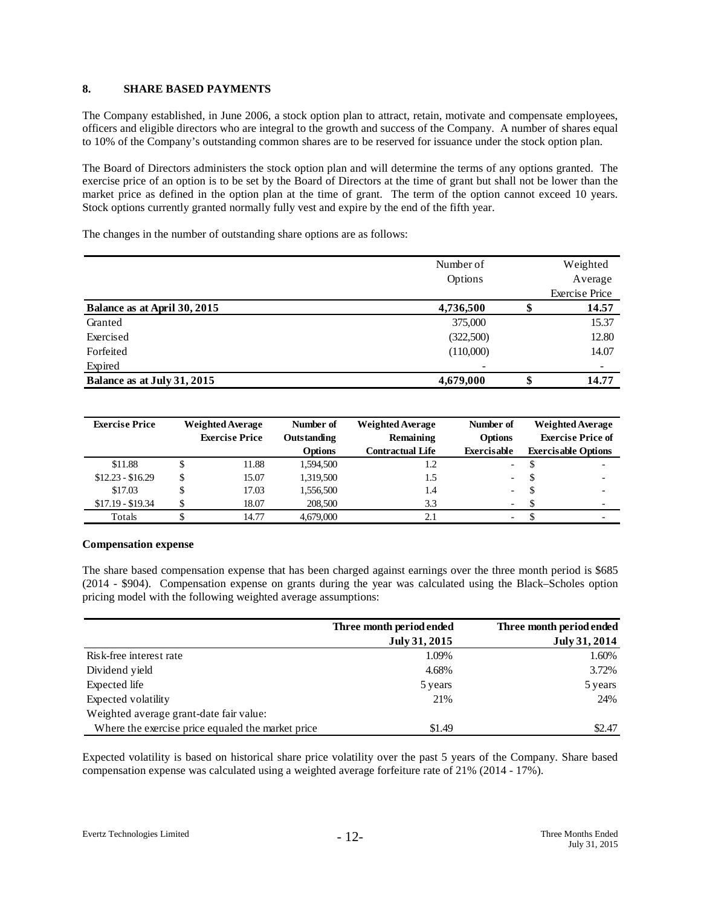## 8. SHARE BASED PAYMENTS

The Company established, in June 2006, a stock option plan to attract, retain, motivate and compensate employees, officers and eligible directors who are integral to the growth and success of the Company. A number of shares equal to 10% of the Company's outstanding common shares are to be reserved for issuance under the stock option plan.

The Board of Directors administers the stock option plan and will determine the terms of any options granted. The exercise price of an option is to be set by the Board of Directors at the time of grant but shall not be lower than the market price as defined in the option plan at the time of grant. The term of the option cannot exceed 10 years. Stock options currently granted normally fully vest and expire by the end of the fifth year.

The changes in the number of outstanding share options are as follows:

| | Number of Options | | Weighted Average Exercise Price |
|---|---|---|---|
| **Balance as at April 30, 2015** | **4,736,500** | **$** | **14.57** |
| Granted | 375,000 | | 15.37 |
| Exercised | (322,500) | | 12.80 |
| Forfeited | (110,000) | | 14.07 |
| Expired | - | | - |
| **Balance as at July 31, 2015** | **4,679,000** | **$** | **14.77** |

| Exercise Price | Weighted Average Exercise Price | | Number of Outstanding Options | Weighted Average Remaining Contractual Life | Number of Options Exercisable | Weighted Average Exercise Price of Exercisable Options | |
|---|---|---|---|---|---|---|---|
| $11.88 | $ | 11.88 | 1,594,500 | 1.2 | - | $ | - |
| $12.23 - $16.29 | $ | 15.07 | 1,319,500 | 1.5 | - | $ | - |
| $17.03 | $ | 17.03 | 1,556,500 | 1.4 | - | $ | - |
| $17.19 - $19.34 | $ | 18.07 | 208,500 | 3.3 | - | $ | - |
| Totals | $ | 14.77 | 4,679,000 | 2.1 | - | $ | - |

### Compensation expense

The share based compensation expense that has been charged against earnings over the three month period is $685 (2014 - $904). Compensation expense on grants during the year was calculated using the Black–Scholes option pricing model with the following weighted average assumptions:

| | Three month period ended July 31, 2015 | Three month period ended July 31, 2014 |
|---|---|---|
| Risk-free interest rate | 1.09% | 1.60% |
| Dividend yield | 4.68% | 3.72% |
| Expected life | 5 years | 5 years |
| Expected volatility | 21% | 24% |
| Weighted average grant-date fair value: | | |
| Where the exercise price equaled the market price | $1.49 | $2.47 |

Expected volatility is based on historical share price volatility over the past 5 years of the Company. Share based compensation expense was calculated using a weighted average forfeiture rate of 21% (2014 - 17%).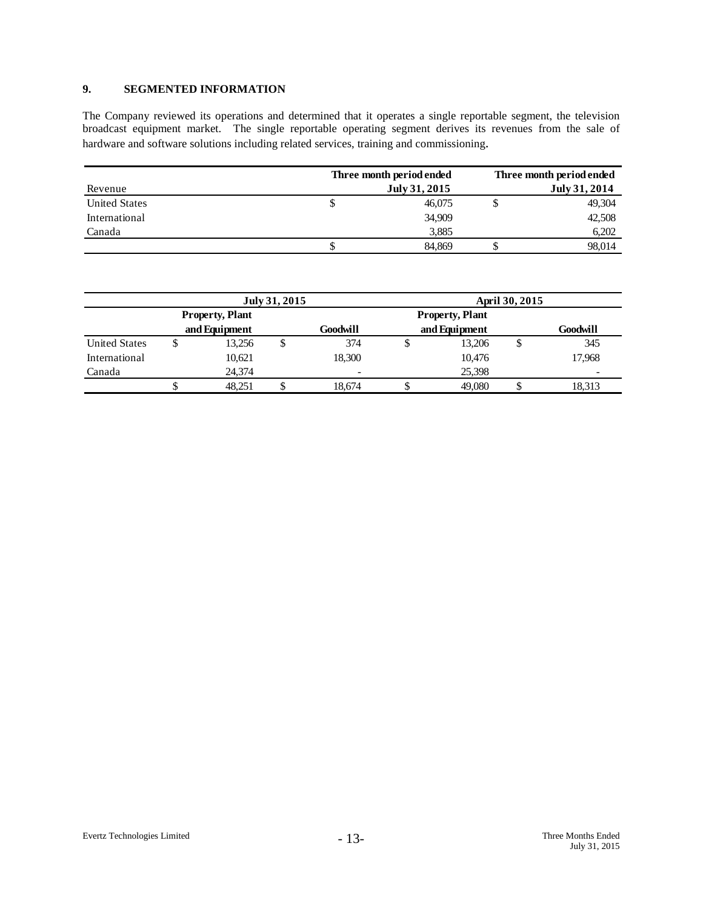## 9. SEGMENTED INFORMATION

The Company reviewed its operations and determined that it operates a single reportable segment, the television broadcast equipment market. The single reportable operating segment derives its revenues from the sale of hardware and software solutions including related services, training and commissioning.

| Revenue | Three month period ended July 31, 2015 | Three month period ended July 31, 2014 |
|---|---|---|
| United States | $ 46,075 | $ 49,304 |
| International | 34,909 | 42,508 |
| Canada | 3,885 | 6,202 |
| | $ 84,869 | $ 98,014 |

| | July 31, 2015 | | April 30, 2015 | |
|---|---|---|---|---|
| | Property, Plant and Equipment | Goodwill | Property, Plant and Equipment | Goodwill |
| United States | $ 13,256 | $ 374 | $ 13,206 | $ 345 |
| International | 10,621 | 18,300 | 10,476 | 17,968 |
| Canada | 24,374 | - | 25,398 | - |
| | $ 48,251 | $ 18,674 | $ 49,080 | $ 18,313 |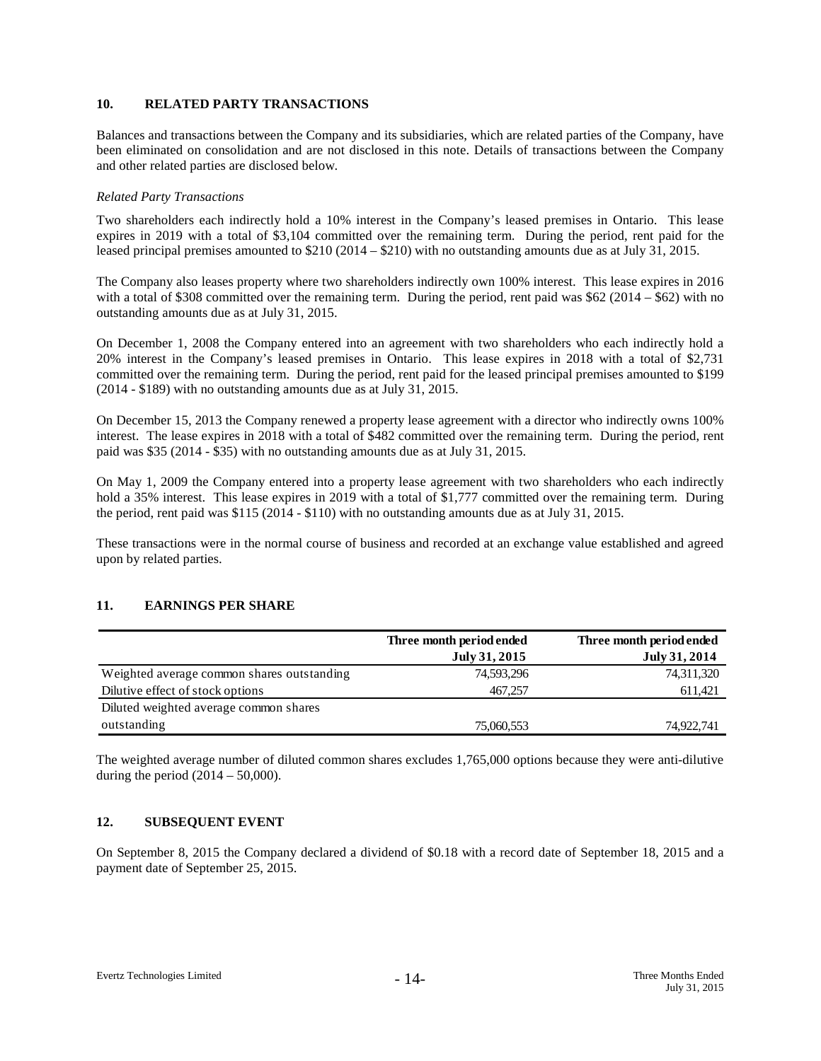## 10. RELATED PARTY TRANSACTIONS

Balances and transactions between the Company and its subsidiaries, which are related parties of the Company, have been eliminated on consolidation and are not disclosed in this note. Details of transactions between the Company and other related parties are disclosed below.

*Related Party Transactions*

Two shareholders each indirectly hold a 10% interest in the Company's leased premises in Ontario. This lease expires in 2019 with a total of $3,104 committed over the remaining term. During the period, rent paid for the leased principal premises amounted to $210 (2014 – $210) with no outstanding amounts due as at July 31, 2015.

The Company also leases property where two shareholders indirectly own 100% interest. This lease expires in 2016 with a total of $308 committed over the remaining term. During the period, rent paid was $62 (2014 – $62) with no outstanding amounts due as at July 31, 2015.

On December 1, 2008 the Company entered into an agreement with two shareholders who each indirectly hold a 20% interest in the Company's leased premises in Ontario. This lease expires in 2018 with a total of $2,731 committed over the remaining term. During the period, rent paid for the leased principal premises amounted to $199 (2014 - $189) with no outstanding amounts due as at July 31, 2015.

On December 15, 2013 the Company renewed a property lease agreement with a director who indirectly owns 100% interest. The lease expires in 2018 with a total of $482 committed over the remaining term. During the period, rent paid was $35 (2014 - $35) with no outstanding amounts due as at July 31, 2015.

On May 1, 2009 the Company entered into a property lease agreement with two shareholders who each indirectly hold a 35% interest. This lease expires in 2019 with a total of $1,777 committed over the remaining term. During the period, rent paid was $115 (2014 - $110) with no outstanding amounts due as at July 31, 2015.

These transactions were in the normal course of business and recorded at an exchange value established and agreed upon by related parties.

## 11. EARNINGS PER SHARE

| | Three month period ended July 31, 2015 | Three month period ended July 31, 2014 |
|---|---|---|
| Weighted average common shares outstanding | 74,593,296 | 74,311,320 |
| Dilutive effect of stock options | 467,257 | 611,421 |
| Diluted weighted average common shares outstanding | 75,060,553 | 74,922,741 |

The weighted average number of diluted common shares excludes 1,765,000 options because they were anti-dilutive during the period (2014 – 50,000).

## 12. SUBSEQUENT EVENT

On September 8, 2015 the Company declared a dividend of $0.18 with a record date of September 18, 2015 and a payment date of September 25, 2015.